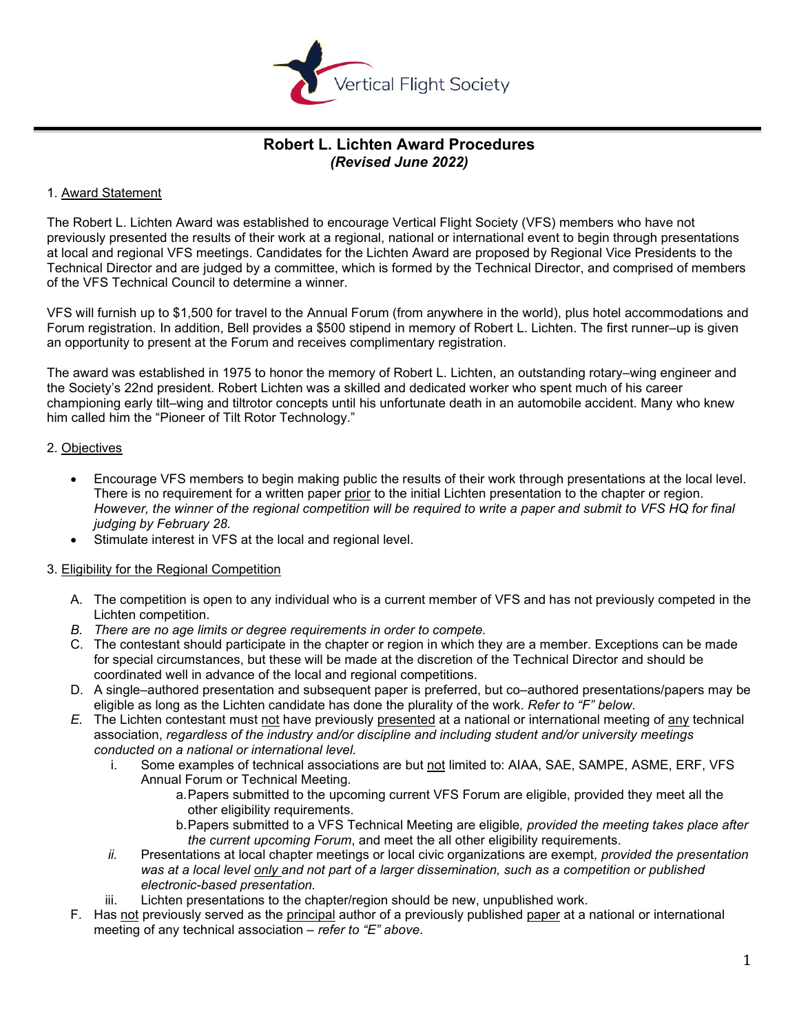Vertical Flight Society

# Robert L. Lichten Award Procedures

***(Revised June 2022)***

## 1. Award Statement

The Robert L. Lichten Award was established to encourage Vertical Flight Society (VFS) members who have not previously presented the results of their work at a regional, national or international event to begin through presentations at local and regional VFS meetings. Candidates for the Lichten Award are proposed by Regional Vice Presidents to the Technical Director and are judged by a committee, which is formed by the Technical Director, and comprised of members of the VFS Technical Council to determine a winner.

VFS will furnish up to $1,500 for travel to the Annual Forum (from anywhere in the world), plus hotel accommodations and Forum registration. In addition, Bell provides a $500 stipend in memory of Robert L. Lichten. The first runner–up is given an opportunity to present at the Forum and receives complimentary registration.

The award was established in 1975 to honor the memory of Robert L. Lichten, an outstanding rotary–wing engineer and the Society's 22nd president. Robert Lichten was a skilled and dedicated worker who spent much of his career championing early tilt–wing and tiltrotor concepts until his unfortunate death in an automobile accident. Many who knew him called him the "Pioneer of Tilt Rotor Technology."

## 2. Objectives

- Encourage VFS members to begin making public the results of their work through presentations at the local level. There is no requirement for a written paper prior to the initial Lichten presentation to the chapter or region. *However, the winner of the regional competition will be required to write a paper and submit to VFS HQ for final judging by February 28.*
- Stimulate interest in VFS at the local and regional level.

## 3. Eligibility for the Regional Competition

A. The competition is open to any individual who is a current member of VFS and has not previously competed in the Lichten competition.

*B. There are no age limits or degree requirements in order to compete.*

C. The contestant should participate in the chapter or region in which they are a member. Exceptions can be made for special circumstances, but these will be made at the discretion of the Technical Director and should be coordinated well in advance of the local and regional competitions.

D. A single–authored presentation and subsequent paper is preferred, but co–authored presentations/papers may be eligible as long as the Lichten candidate has done the plurality of the work. *Refer to "F" below.*

*E.* The Lichten contestant must not have previously presented at a national or international meeting of any technical association, *regardless of the industry and/or discipline and including student and/or university meetings conducted on a national or international level.*

   i. Some examples of technical associations are but not limited to: AIAA, SAE, SAMPE, ASME, ERF, VFS Annual Forum or Technical Meeting.

      a. Papers submitted to the upcoming current VFS Forum are eligible, provided they meet all the other eligibility requirements.

      b. Papers submitted to a VFS Technical Meeting are eligible*, provided the meeting takes place after the current upcoming Forum*, and meet the all other eligibility requirements.

   *ii.* Presentations at local chapter meetings or local civic organizations are exempt*, provided the presentation was at a local level only and not part of a larger dissemination, such as a competition or published electronic-based presentation.*

   iii. Lichten presentations to the chapter/region should be new, unpublished work.

F. Has not previously served as the principal author of a previously published paper at a national or international meeting of any technical association – *refer to "E" above*.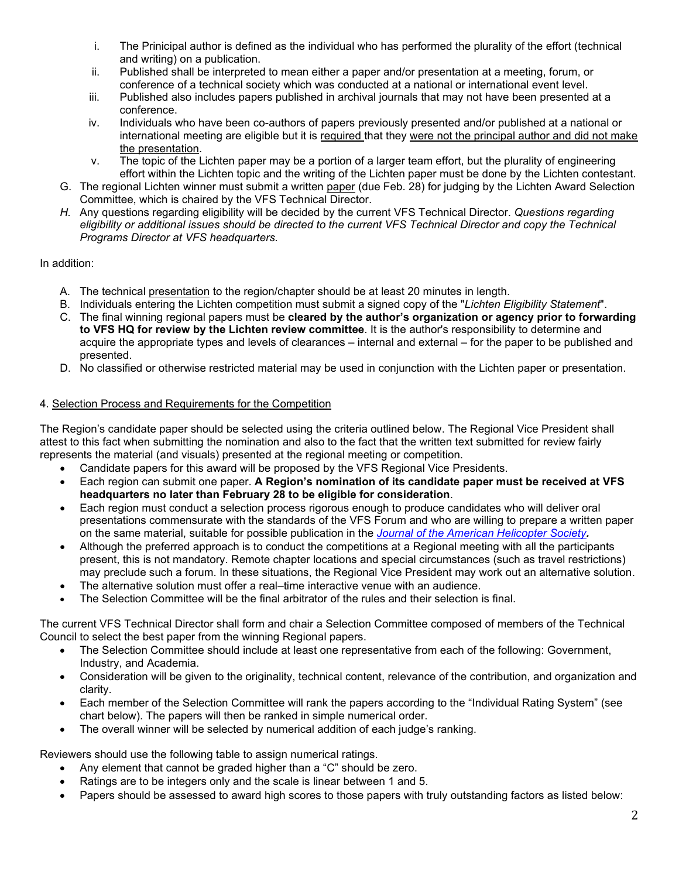i. The Prinicipal author is defined as the individual who has performed the plurality of the effort (technical and writing) on a publication.
ii. Published shall be interpreted to mean either a paper and/or presentation at a meeting, forum, or conference of a technical society which was conducted at a national or international event level.
iii. Published also includes papers published in archival journals that may not have been presented at a conference.
iv. Individuals who have been co-authors of papers previously presented and/or published at a national or international meeting are eligible but it is <u>required</u> that they <u>were not the principal author and did not make the presentation</u>.
v. The topic of the Lichten paper may be a portion of a larger team effort, but the plurality of engineering effort within the Lichten topic and the writing of the Lichten paper must be done by the Lichten contestant.

G. The regional Lichten winner must submit a written <u>paper</u> (due Feb. 28) for judging by the Lichten Award Selection Committee, which is chaired by the VFS Technical Director.

*H.* Any questions regarding eligibility will be decided by the current VFS Technical Director. *Questions regarding eligibility or additional issues should be directed to the current VFS Technical Director and copy the Technical Programs Director at VFS headquarters.*

In addition:

A. The technical <u>presentation</u> to the region/chapter should be at least 20 minutes in length.
B. Individuals entering the Lichten competition must submit a signed copy of the "*Lichten Eligibility Statement*".
C. The final winning regional papers must be **cleared by the author's organization or agency prior to forwarding to VFS HQ for review by the Lichten review committee**. It is the author's responsibility to determine and acquire the appropriate types and levels of clearances – internal and external – for the paper to be published and presented.
D. No classified or otherwise restricted material may be used in conjunction with the Lichten paper or presentation.

4. <u>Selection Process and Requirements for the Competition</u>

The Region's candidate paper should be selected using the criteria outlined below. The Regional Vice President shall attest to this fact when submitting the nomination and also to the fact that the written text submitted for review fairly represents the material (and visuals) presented at the regional meeting or competition.

- Candidate papers for this award will be proposed by the VFS Regional Vice Presidents.
- Each region can submit one paper. **A Region's nomination of its candidate paper must be received at VFS headquarters no later than February 28 to be eligible for consideration**.
- Each region must conduct a selection process rigorous enough to produce candidates who will deliver oral presentations commensurate with the standards of the VFS Forum and who are willing to prepare a written paper on the same material, suitable for possible publication in the [*Journal of the American Helicopter Society*](#)***.***
- Although the preferred approach is to conduct the competitions at a Regional meeting with all the participants present, this is not mandatory. Remote chapter locations and special circumstances (such as travel restrictions) may preclude such a forum. In these situations, the Regional Vice President may work out an alternative solution.
- The alternative solution must offer a real–time interactive venue with an audience.
- The Selection Committee will be the final arbitrator of the rules and their selection is final.

The current VFS Technical Director shall form and chair a Selection Committee composed of members of the Technical Council to select the best paper from the winning Regional papers.

- The Selection Committee should include at least one representative from each of the following: Government, Industry, and Academia.
- Consideration will be given to the originality, technical content, relevance of the contribution, and organization and clarity.
- Each member of the Selection Committee will rank the papers according to the "Individual Rating System" (see chart below). The papers will then be ranked in simple numerical order.
- The overall winner will be selected by numerical addition of each judge's ranking.

Reviewers should use the following table to assign numerical ratings.

- Any element that cannot be graded higher than a "C" should be zero.
- Ratings are to be integers only and the scale is linear between 1 and 5.
- Papers should be assessed to award high scores to those papers with truly outstanding factors as listed below: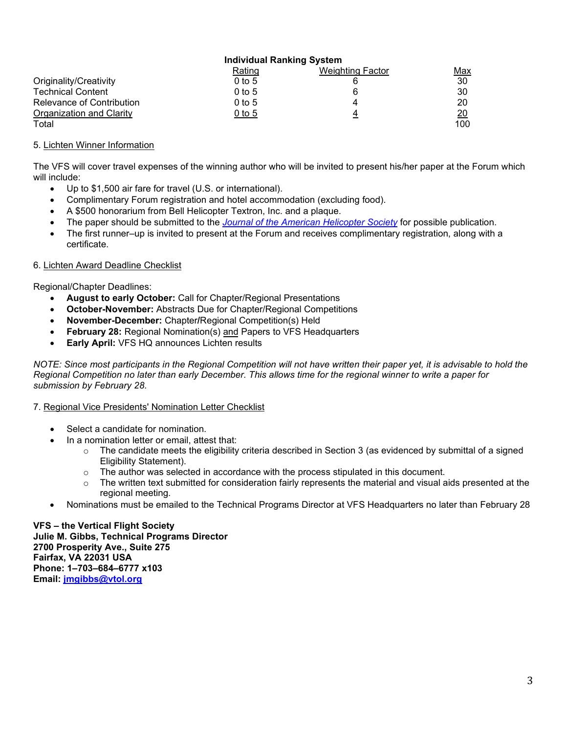**Individual Ranking System**

| | Rating | Weighting Factor | Max |
|---|---|---|---|
| Originality/Creativity | 0 to 5 | 6 | 30 |
| Technical Content | 0 to 5 | 6 | 30 |
| Relevance of Contribution | 0 to 5 | 4 | 20 |
| Organization and Clarity | 0 to 5 | 4 | 20 |
| Total | | | 100 |

5. Lichten Winner Information

The VFS will cover travel expenses of the winning author who will be invited to present his/her paper at the Forum which will include:

- Up to $1,500 air fare for travel (U.S. or international).
- Complimentary Forum registration and hotel accommodation (excluding food).
- A $500 honorarium from Bell Helicopter Textron, Inc. and a plaque.
- The paper should be submitted to the *Journal of the American Helicopter Society* for possible publication.
- The first runner–up is invited to present at the Forum and receives complimentary registration, along with a certificate.

6. Lichten Award Deadline Checklist

Regional/Chapter Deadlines:

- **August to early October:** Call for Chapter/Regional Presentations
- **October-November:** Abstracts Due for Chapter/Regional Competitions
- **November-December:** Chapter/Regional Competition(s) Held
- **February 28:** Regional Nomination(s) and Papers to VFS Headquarters
- **Early April:** VFS HQ announces Lichten results

*NOTE: Since most participants in the Regional Competition will not have written their paper yet, it is advisable to hold the Regional Competition no later than early December. This allows time for the regional winner to write a paper for submission by February 28.*

7. Regional Vice Presidents' Nomination Letter Checklist

- Select a candidate for nomination.
- In a nomination letter or email, attest that:
  - The candidate meets the eligibility criteria described in Section 3 (as evidenced by submittal of a signed Eligibility Statement).
  - The author was selected in accordance with the process stipulated in this document.
  - The written text submitted for consideration fairly represents the material and visual aids presented at the regional meeting.
- Nominations must be emailed to the Technical Programs Director at VFS Headquarters no later than February 28

**VFS – the Vertical Flight Society**
**Julie M. Gibbs, Technical Programs Director**
**2700 Prosperity Ave., Suite 275**
**Fairfax, VA 22031 USA**
**Phone: 1–703–684–6777 x103**
**Email: jmgibbs@vtol.org**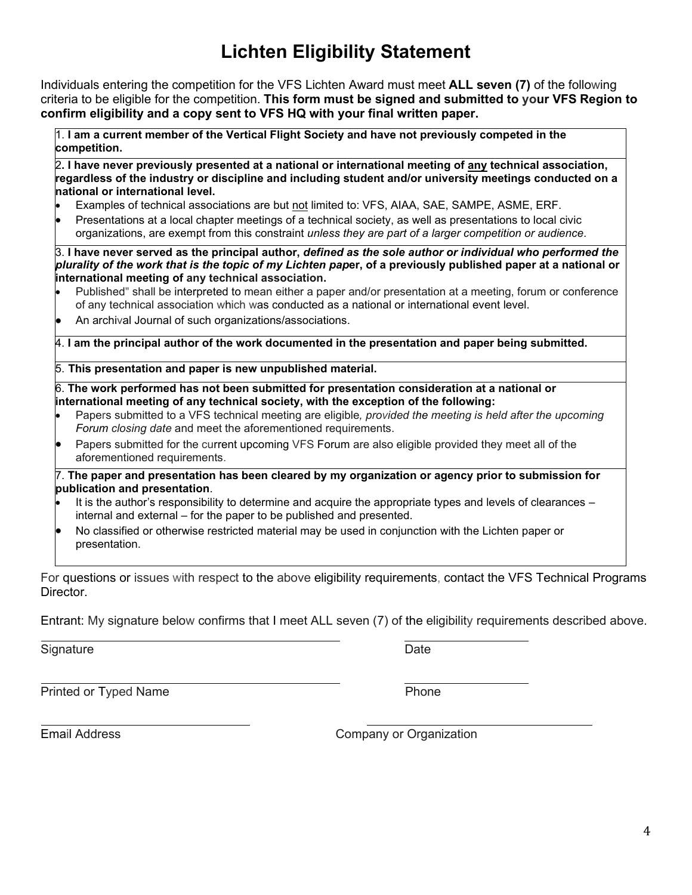# Lichten Eligibility Statement

Individuals entering the competition for the VFS Lichten Award must meet **ALL seven (7)** of the following criteria to be eligible for the competition. **This form must be signed and submitted to your VFS Region to confirm eligibility and a copy sent to VFS HQ with your final written paper.**

1. **I am a current member of the Vertical Flight Society and have not previously competed in the competition.**

2. **I have never previously presented at a national or international meeting of <u>any</u> technical association, regardless of the industry or discipline and including student and/or university meetings conducted on a national or international level.**
   - Examples of technical associations are but <u>not</u> limited to: VFS, AIAA, SAE, SAMPE, ASME, ERF.
   - Presentations at a local chapter meetings of a technical society, as well as presentations to local civic organizations, are exempt from this constraint *unless they are part of a larger competition or audience*.

3. **I have never served as the principal author, *defined as the sole author or individual who performed the plurality of the work that is the topic of my Lichten pap*er, of a previously published paper at a national or international meeting of any technical association.**
   - Published" shall be interpreted to mean either a paper and/or presentation at a meeting, forum or conference of any technical association which was conducted as a national or international event level.
   - An archival Journal of such organizations/associations.

4. **I am the principal author of the work documented in the presentation and paper being submitted.**

5. **This presentation and paper is new unpublished material.**

6. **The work performed has not been submitted for presentation consideration at a national or international meeting of any technical society, with the exception of the following:**
   - Papers submitted to a VFS technical meeting are eligible*, provided the meeting is held after the upcoming Forum closing date* and meet the aforementioned requirements.
   - Papers submitted for the current upcoming VFS Forum are also eligible provided they meet all of the aforementioned requirements.

7. **The paper and presentation has been cleared by my organization or agency prior to submission for publication and presentation**.
   - It is the author's responsibility to determine and acquire the appropriate types and levels of clearances – internal and external – for the paper to be published and presented.
   - No classified or otherwise restricted material may be used in conjunction with the Lichten paper or presentation.

For questions or issues with respect to the above eligibility requirements, contact the VFS Technical Programs Director.

Entrant: My signature below confirms that I meet ALL seven (7) of the eligibility requirements described above.

______________________________ ______________

Signature Date

______________________________ ______________

Printed or Typed Name Phone

______________________________ ______________________________

Email Address Company or Organization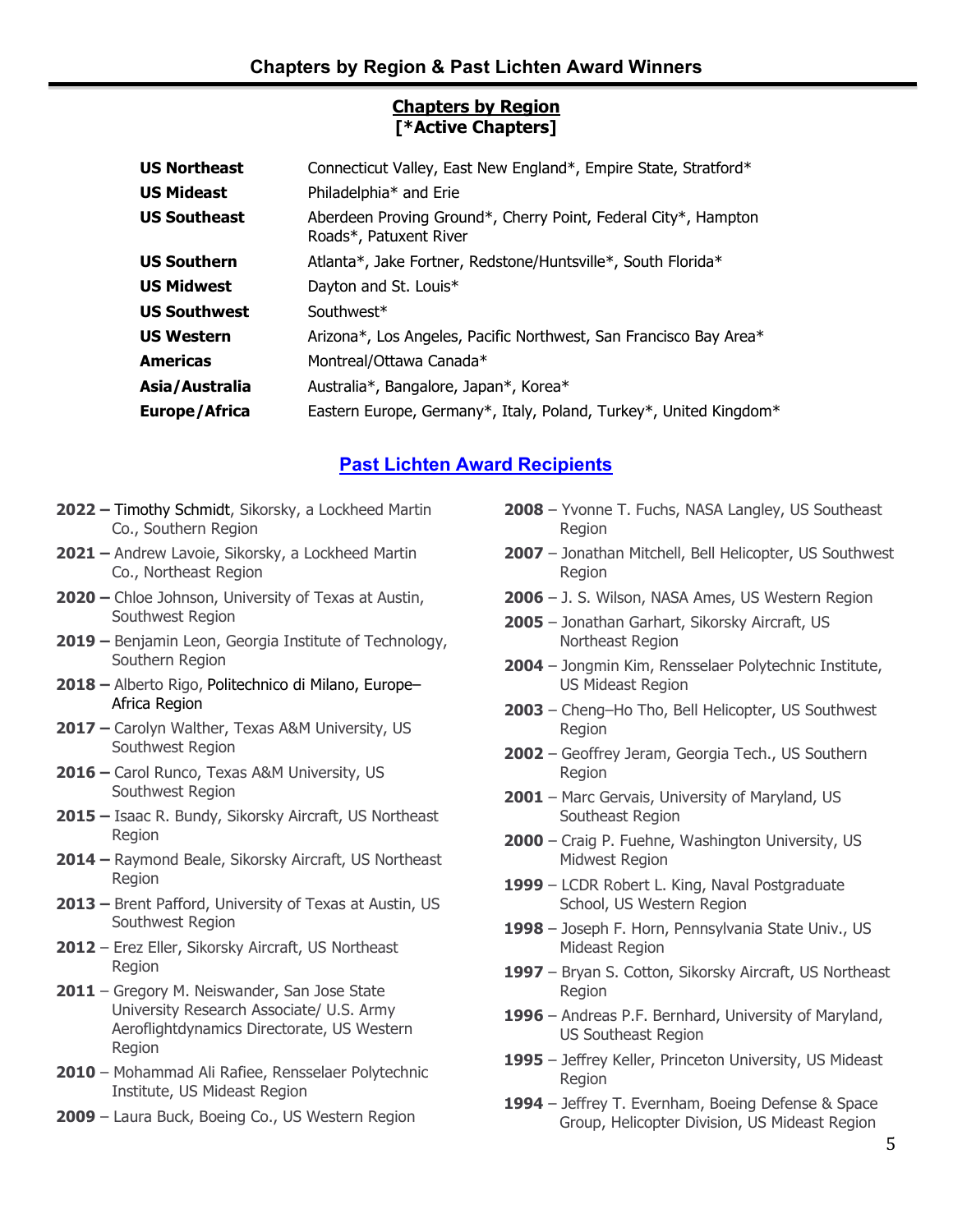# Chapters by Region & Past Lichten Award Winners

## Chapters by Region
**[*Active Chapters]**

| | |
|---|---|
| **US Northeast** | Connecticut Valley, East New England*, Empire State, Stratford* |
| **US Mideast** | Philadelphia* and Erie |
| **US Southeast** | Aberdeen Proving Ground*, Cherry Point, Federal City*, Hampton Roads*, Patuxent River |
| **US Southern** | Atlanta*, Jake Fortner, Redstone/Huntsville*, South Florida* |
| **US Midwest** | Dayton and St. Louis* |
| **US Southwest** | Southwest* |
| **US Western** | Arizona*, Los Angeles, Pacific Northwest, San Francisco Bay Area* |
| **Americas** | Montreal/Ottawa Canada* |
| **Asia/Australia** | Australia*, Bangalore, Japan*, Korea* |
| **Europe/Africa** | Eastern Europe, Germany*, Italy, Poland, Turkey*, United Kingdom* |

## Past Lichten Award Recipients

- **2022 –** Timothy Schmidt, Sikorsky, a Lockheed Martin Co., Southern Region
- **2021 –** Andrew Lavoie, Sikorsky, a Lockheed Martin Co., Northeast Region
- **2020 –** Chloe Johnson, University of Texas at Austin, Southwest Region
- **2019 –** Benjamin Leon, Georgia Institute of Technology, Southern Region
- **2018 –** Alberto Rigo, Politechnico di Milano, Europe–Africa Region
- **2017 –** Carolyn Walther, Texas A&M University, US Southwest Region
- **2016 –** Carol Runco, Texas A&M University, US Southwest Region
- **2015 –** Isaac R. Bundy, Sikorsky Aircraft, US Northeast Region
- **2014 –** Raymond Beale, Sikorsky Aircraft, US Northeast Region
- **2013 –** Brent Pafford, University of Texas at Austin, US Southwest Region
- **2012** – Erez Eller, Sikorsky Aircraft, US Northeast Region
- **2011** – Gregory M. Neiswander, San Jose State University Research Associate/ U.S. Army Aeroflightdynamics Directorate, US Western Region
- **2010** – Mohammad Ali Rafiee, Rensselaer Polytechnic Institute, US Mideast Region
- **2009** – Laura Buck, Boeing Co., US Western Region
- **2008** – Yvonne T. Fuchs, NASA Langley, US Southeast Region
- **2007** – Jonathan Mitchell, Bell Helicopter, US Southwest Region
- **2006** – J. S. Wilson, NASA Ames, US Western Region
- **2005** – Jonathan Garhart, Sikorsky Aircraft, US Northeast Region
- **2004** – Jongmin Kim, Rensselaer Polytechnic Institute, US Mideast Region
- **2003** – Cheng–Ho Tho, Bell Helicopter, US Southwest Region
- **2002** – Geoffrey Jeram, Georgia Tech., US Southern Region
- **2001** – Marc Gervais, University of Maryland, US Southeast Region
- **2000** – Craig P. Fuehne, Washington University, US Midwest Region
- **1999** – LCDR Robert L. King, Naval Postgraduate School, US Western Region
- **1998** – Joseph F. Horn, Pennsylvania State Univ., US Mideast Region
- **1997** – Bryan S. Cotton, Sikorsky Aircraft, US Northeast Region
- **1996** – Andreas P.F. Bernhard, University of Maryland, US Southeast Region
- **1995** – Jeffrey Keller, Princeton University, US Mideast Region
- **1994** – Jeffrey T. Evernham, Boeing Defense & Space Group, Helicopter Division, US Mideast Region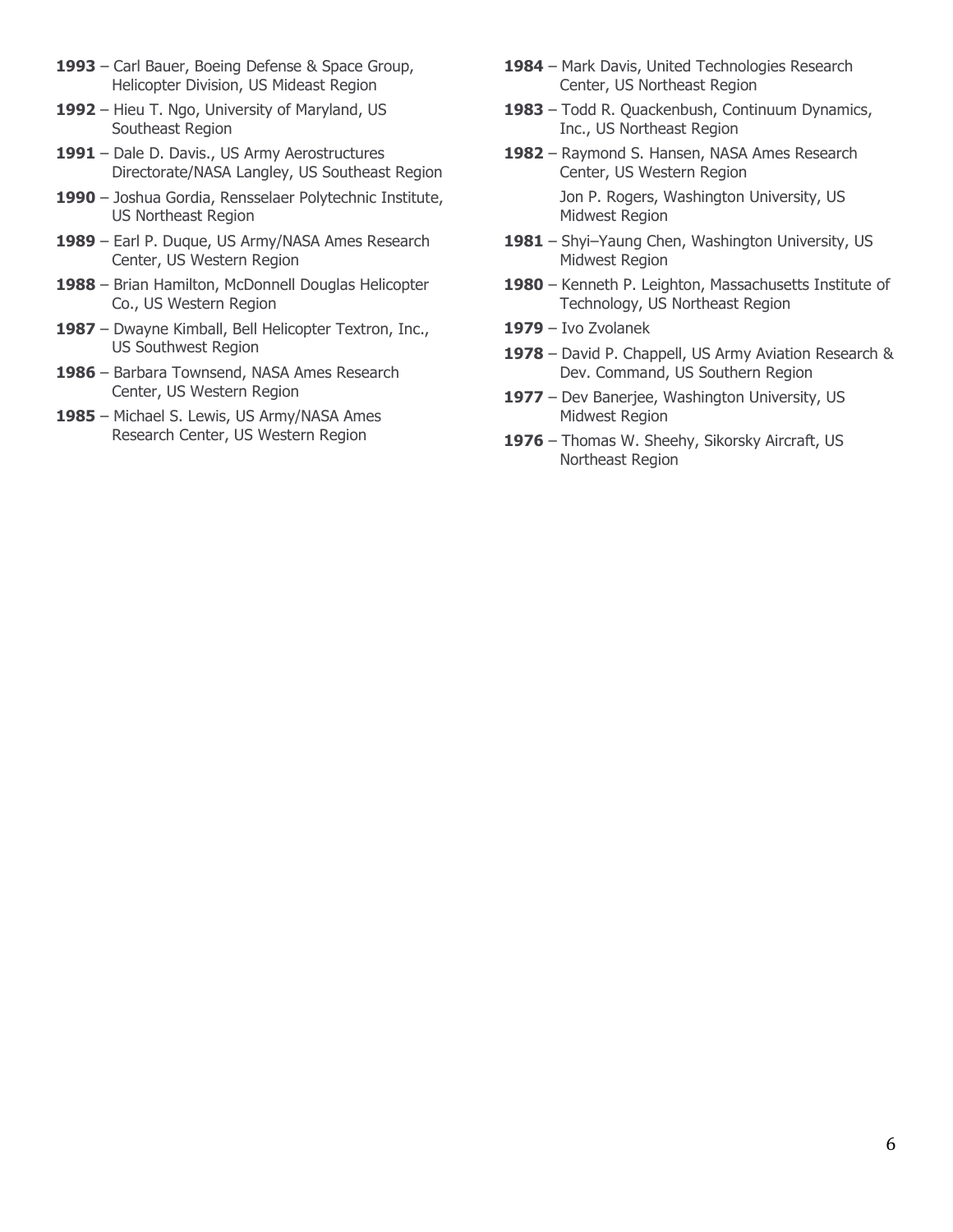**1993** – Carl Bauer, Boeing Defense & Space Group, Helicopter Division, US Mideast Region

**1992** – Hieu T. Ngo, University of Maryland, US Southeast Region

**1991** – Dale D. Davis., US Army Aerostructures Directorate/NASA Langley, US Southeast Region

**1990** – Joshua Gordia, Rensselaer Polytechnic Institute, US Northeast Region

**1989** – Earl P. Duque, US Army/NASA Ames Research Center, US Western Region

**1988** – Brian Hamilton, McDonnell Douglas Helicopter Co., US Western Region

**1987** – Dwayne Kimball, Bell Helicopter Textron, Inc., US Southwest Region

**1986** – Barbara Townsend, NASA Ames Research Center, US Western Region

**1985** – Michael S. Lewis, US Army/NASA Ames Research Center, US Western Region

**1984** – Mark Davis, United Technologies Research Center, US Northeast Region

**1983** – Todd R. Quackenbush, Continuum Dynamics, Inc., US Northeast Region

**1982** – Raymond S. Hansen, NASA Ames Research Center, US Western Region

Jon P. Rogers, Washington University, US Midwest Region

**1981** – Shyi–Yaung Chen, Washington University, US Midwest Region

**1980** – Kenneth P. Leighton, Massachusetts Institute of Technology, US Northeast Region

**1979** – Ivo Zvolanek

**1978** – David P. Chappell, US Army Aviation Research & Dev. Command, US Southern Region

**1977** – Dev Banerjee, Washington University, US Midwest Region

**1976** – Thomas W. Sheehy, Sikorsky Aircraft, US Northeast Region